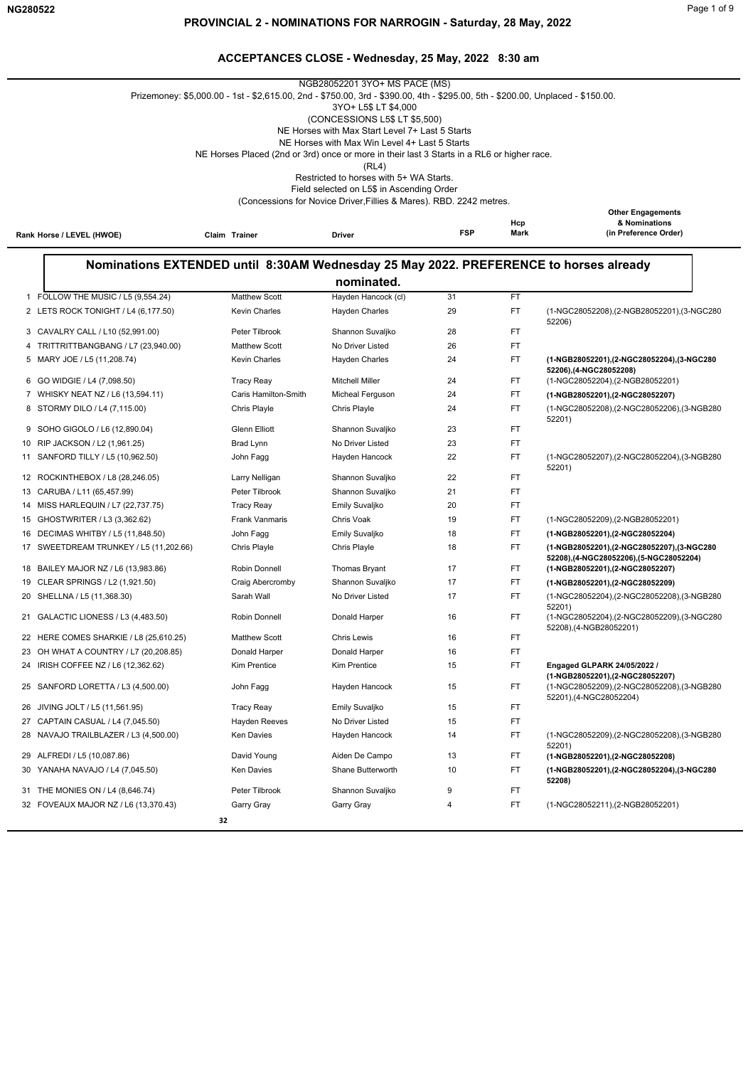# PROVINCIAL 2 - NOMINATIONS FOR NARROGIN - Saturday, 28 May, 2022

## ACCEPTANCES CLOSE - Wednesday, 25 May, 2022 8:30 am

NGB28052201 3YO+ MS PACE (MS)
Prizemoney: $5,000.00 - 1st - $2,615.00, 2nd - $750.00, 3rd - $390.00, 4th - $295.00, 5th - $200.00, Unplaced - $150.00.
3YO+ L5$ LT $4,000
(CONCESSIONS L5$ LT $5,500)
NE Horses with Max Start Level 7+ Last 5 Starts
NE Horses with Max Win Level 4+ Last 5 Starts
NE Horses Placed (2nd or 3rd) once or more in their last 3 Starts in a RL6 or higher race.
(RL4)
Restricted to horses with 5+ WA Starts.
Field selected on L5$ in Ascending Order
(Concessions for Novice Driver,Fillies & Mares). RBD. 2242 metres.

**Nominations EXTENDED until 8:30AM Wednesday 25 May 2022. PREFERENCE to horses already nominated.**

| Rank | Horse / LEVEL (HWOE) | Claim | Trainer | Driver | FSP | Hcp Mark | Other Engagements & Nominations (in Preference Order) |
|---|---|---|---|---|---|---|---|
| 1 | FOLLOW THE MUSIC / L5 (9,554.24) | | Matthew Scott | Hayden Hancock (cl) | 31 | FT | |
| 2 | LETS ROCK TONIGHT / L4 (6,177.50) | | Kevin Charles | Hayden Charles | 29 | FT | (1-NGC28052208),(2-NGB28052201),(3-NGC28052206) |
| 3 | CAVALRY CALL / L10 (52,991.00) | | Peter Tilbrook | Shannon Suvaljko | 28 | FT | |
| 4 | TRITTRITTBANGBANG / L7 (23,940.00) | | Matthew Scott | No Driver Listed | 26 | FT | |
| 5 | MARY JOE / L5 (11,208.74) | | Kevin Charles | Hayden Charles | 24 | FT | **(1-NGB28052201),(2-NGC28052204),(3-NGC28052206),(4-NGC28052208)** |
| 6 | GO WIDGIE / L4 (7,098.50) | | Tracy Reay | Mitchell Miller | 24 | FT | (1-NGC28052204),(2-NGB28052201) |
| 7 | WHISKY NEAT NZ / L6 (13,594.11) | | Caris Hamilton-Smith | Micheal Ferguson | 24 | FT | **(1-NGB28052201),(2-NGC28052207)** |
| 8 | STORMY DILO / L4 (7,115.00) | | Chris Playle | Chris Playle | 24 | FT | (1-NGC28052208),(2-NGC28052206),(3-NGB28052201) |
| 9 | SOHO GIGOLO / L6 (12,890.04) | | Glenn Elliott | Shannon Suvaljko | 23 | FT | |
| 10 | RIP JACKSON / L2 (1,961.25) | | Brad Lynn | No Driver Listed | 23 | FT | |
| 11 | SANFORD TILLY / L5 (10,962.50) | | John Fagg | Hayden Hancock | 22 | FT | (1-NGC28052207),(2-NGC28052204),(3-NGB28052201) |
| 12 | ROCKINTHEBOX / L8 (28,246.05) | | Larry Nelligan | Shannon Suvaljko | 22 | FT | |
| 13 | CARUBA / L11 (65,457.99) | | Peter Tilbrook | Shannon Suvaljko | 21 | FT | |
| 14 | MISS HARLEQUIN / L7 (22,737.75) | | Tracy Reay | Emily Suvaljko | 20 | FT | |
| 15 | GHOSTWRITER / L3 (3,362.62) | | Frank Vanmaris | Chris Voak | 19 | FT | (1-NGC28052209),(2-NGB28052201) |
| 16 | DECIMAS WHITBY / L5 (11,848.50) | | John Fagg | Emily Suvaljko | 18 | FT | **(1-NGB28052201),(2-NGC28052204)** |
| 17 | SWEETDREAM TRUNKEY / L5 (11,202.66) | | Chris Playle | Chris Playle | 18 | FT | **(1-NGB28052201),(2-NGC28052207),(3-NGC28052208),(4-NGC28052206),(5-NGC28052204)** |
| 18 | BAILEY MAJOR NZ / L6 (13,983.86) | | Robin Donnell | Thomas Bryant | 17 | FT | **(1-NGB28052201),(2-NGC28052207)** |
| 19 | CLEAR SPRINGS / L2 (1,921.50) | | Craig Abercromby | Shannon Suvaljko | 17 | FT | **(1-NGB28052201),(2-NGC28052209)** |
| 20 | SHELLNA / L5 (11,368.30) | | Sarah Wall | No Driver Listed | 17 | FT | (1-NGC28052204),(2-NGC28052208),(3-NGB28052201) |
| 21 | GALACTIC LIONESS / L3 (4,483.50) | | Robin Donnell | Donald Harper | 16 | FT | (1-NGC28052204),(2-NGC28052209),(3-NGC28052208),(4-NGB28052201) |
| 22 | HERE COMES SHARKIE / L8 (25,610.25) | | Matthew Scott | Chris Lewis | 16 | FT | |
| 23 | OH WHAT A COUNTRY / L7 (20,208.85) | | Donald Harper | Donald Harper | 16 | FT | |
| 24 | IRISH COFFEE NZ / L6 (12,362.62) | | Kim Prentice | Kim Prentice | 15 | FT | **Engaged GLPARK 24/05/2022 / (1-NGB28052201),(2-NGC28052207)** |
| 25 | SANFORD LORETTA / L3 (4,500.00) | | John Fagg | Hayden Hancock | 15 | FT | (1-NGC28052209),(2-NGC28052208),(3-NGB28052201),(4-NGC28052204) |
| 26 | JIVING JOLT / L5 (11,561.95) | | Tracy Reay | Emily Suvaljko | 15 | FT | |
| 27 | CAPTAIN CASUAL / L4 (7,045.50) | | Hayden Reeves | No Driver Listed | 15 | FT | |
| 28 | NAVAJO TRAILBLAZER / L3 (4,500.00) | | Ken Davies | Hayden Hancock | 14 | FT | (1-NGC28052209),(2-NGC28052208),(3-NGB28052201) |
| 29 | ALFREDI / L5 (10,087.86) | | David Young | Aiden De Campo | 13 | FT | **(1-NGB28052201),(2-NGC28052208)** |
| 30 | YANAHA NAVAJO / L4 (7,045.50) | | Ken Davies | Shane Butterworth | 10 | FT | **(1-NGB28052201),(2-NGC28052204),(3-NGC28052208)** |
| 31 | THE MONIES ON / L4 (8,646.74) | | Peter Tilbrook | Shannon Suvaljko | 9 | FT | |
| 32 | FOVEAUX MAJOR NZ / L6 (13,370.43) | | Garry Gray | Garry Gray | 4 | FT | (1-NGC28052211),(2-NGB28052201) |

32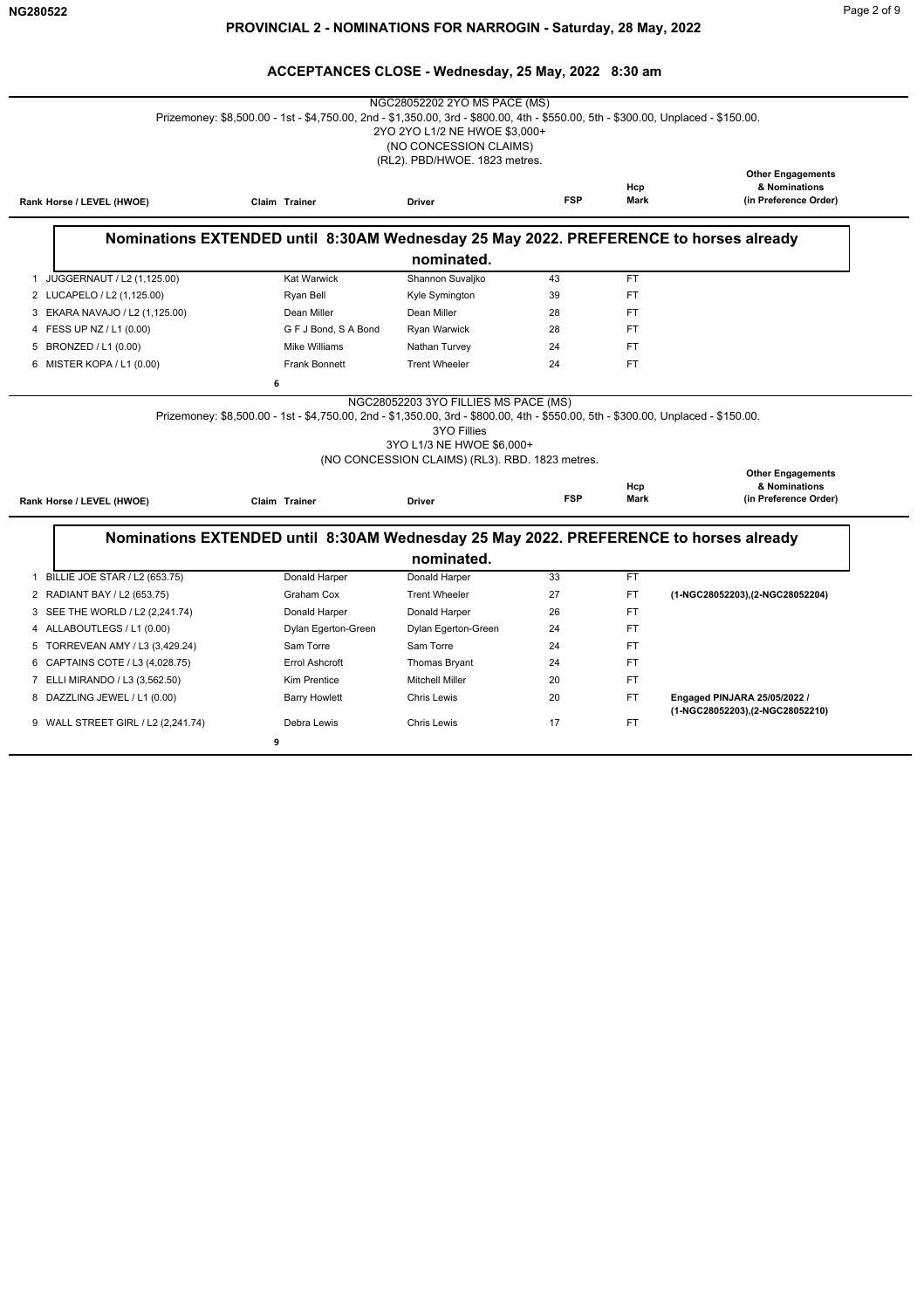## ACCEPTANCES CLOSE - Wednesday, 25 May, 2022 8:30 am

### NGC28052202 2YO MS PACE (MS)

Prizemoney: $8,500.00 - 1st - $4,750.00, 2nd - $1,350.00, 3rd - $800.00, 4th - $550.00, 5th - $300.00, Unplaced - $150.00.

2YO 2YO L1/2 NE HWOE $3,000+

(NO CONCESSION CLAIMS)

(RL2). PBD/HWOE. 1823 metres.

**Nominations EXTENDED until 8:30AM Wednesday 25 May 2022. PREFERENCE to horses already nominated.**

| Rank | Horse / LEVEL (HWOE) | Claim | Trainer | Driver | FSP | Hcp Mark | Other Engagements & Nominations (in Preference Order) |
|---|---|---|---|---|---|---|---|
| 1 | JUGGERNAUT / L2 (1,125.00) | | Kat Warwick | Shannon Suvaljko | 43 | FT | |
| 2 | LUCAPELO / L2 (1,125.00) | | Ryan Bell | Kyle Symington | 39 | FT | |
| 3 | EKARA NAVAJO / L2 (1,125.00) | | Dean Miller | Dean Miller | 28 | FT | |
| 4 | FESS UP NZ / L1 (0.00) | | G F J Bond, S A Bond | Ryan Warwick | 28 | FT | |
| 5 | BRONZED / L1 (0.00) | | Mike Williams | Nathan Turvey | 24 | FT | |
| 6 | MISTER KOPA / L1 (0.00) | | Frank Bonnett | Trent Wheeler | 24 | FT | |
| | | 6 | | | | | |

### NGC28052203 3YO FILLIES MS PACE (MS)

Prizemoney: $8,500.00 - 1st - $4,750.00, 2nd - $1,350.00, 3rd - $800.00, 4th - $550.00, 5th - $300.00, Unplaced - $150.00.

3YO Fillies

3YO L1/3 NE HWOE $6,000+

(NO CONCESSION CLAIMS) (RL3). RBD. 1823 metres.

**Nominations EXTENDED until 8:30AM Wednesday 25 May 2022. PREFERENCE to horses already nominated.**

| Rank | Horse / LEVEL (HWOE) | Claim | Trainer | Driver | FSP | Hcp Mark | Other Engagements & Nominations (in Preference Order) |
|---|---|---|---|---|---|---|---|
| 1 | BILLIE JOE STAR / L2 (653.75) | | Donald Harper | Donald Harper | 33 | FT | |
| 2 | RADIANT BAY / L2 (653.75) | | Graham Cox | Trent Wheeler | 27 | FT | **(1-NGC28052203),(2-NGC28052204)** |
| 3 | SEE THE WORLD / L2 (2,241.74) | | Donald Harper | Donald Harper | 26 | FT | |
| 4 | ALLABOUTLEGS / L1 (0.00) | | Dylan Egerton-Green | Dylan Egerton-Green | 24 | FT | |
| 5 | TORREVEAN AMY / L3 (3,429.24) | | Sam Torre | Sam Torre | 24 | FT | |
| 6 | CAPTAINS COTE / L3 (4,028.75) | | Errol Ashcroft | Thomas Bryant | 24 | FT | |
| 7 | ELLI MIRANDO / L3 (3,562.50) | | Kim Prentice | Mitchell Miller | 20 | FT | |
| 8 | DAZZLING JEWEL / L1 (0.00) | | Barry Howlett | Chris Lewis | 20 | FT | **Engaged PINJARA 25/05/2022 / (1-NGC28052203),(2-NGC28052210)** |
| 9 | WALL STREET GIRL / L2 (2,241.74) | | Debra Lewis | Chris Lewis | 17 | FT | |
| | | 9 | | | | | |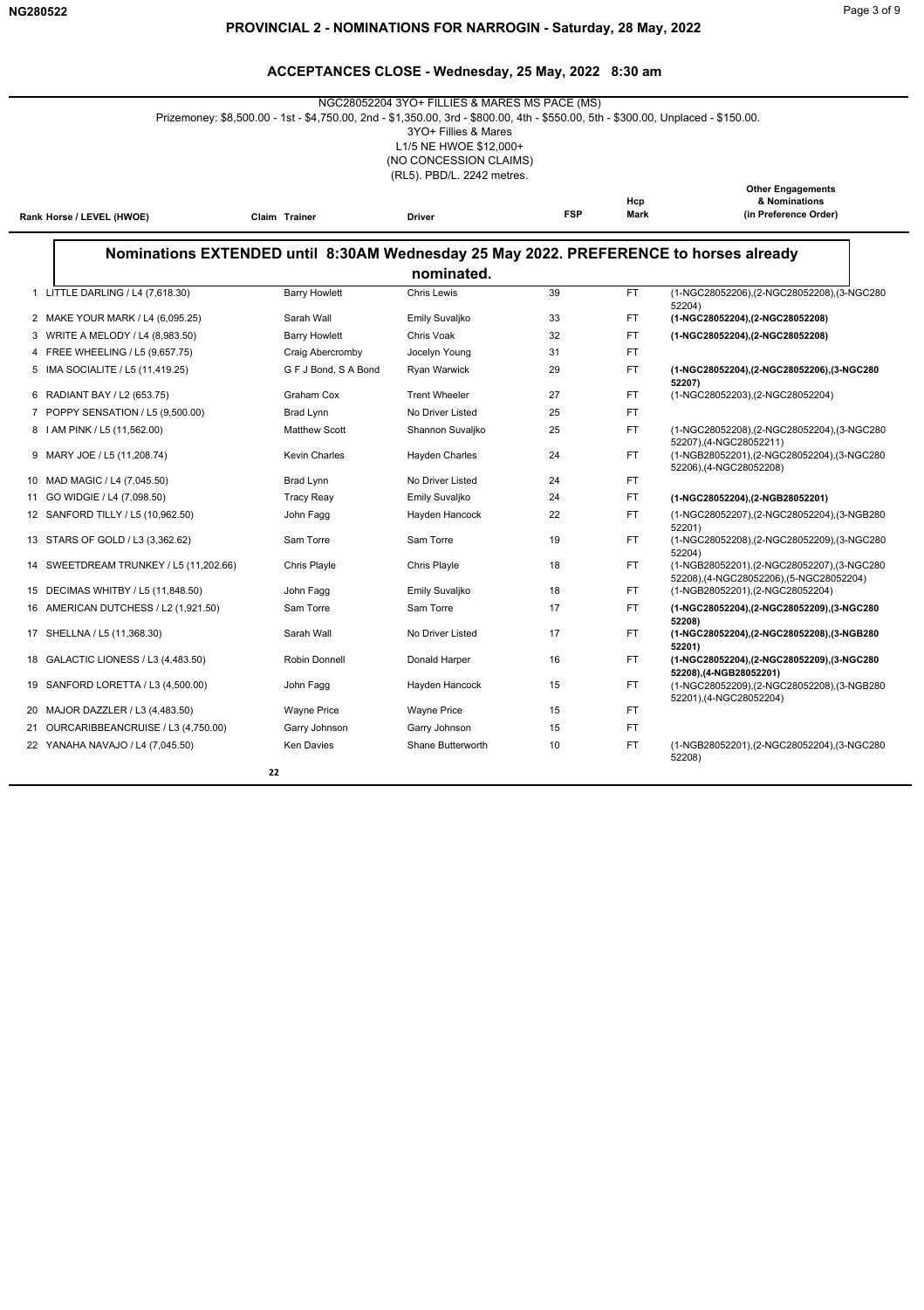# PROVINCIAL 2 - NOMINATIONS FOR NARROGIN - Saturday, 28 May, 2022

## ACCEPTANCES CLOSE - Wednesday, 25 May, 2022 8:30 am

NGC28052204 3YO+ FILLIES & MARES MS PACE (MS)

Prizemoney: $8,500.00 - 1st - $4,750.00, 2nd - $1,350.00, 3rd - $800.00, 4th - $550.00, 5th - $300.00, Unplaced - $150.00.

3YO+ Fillies & Mares
L1/5 NE HWOE $12,000+
(NO CONCESSION CLAIMS)
(RL5). PBD/L. 2242 metres.

**Nominations EXTENDED until 8:30AM Wednesday 25 May 2022. PREFERENCE to horses already nominated.**

| Rank | Horse / LEVEL (HWOE) | Claim | Trainer | Driver | FSP | Hcp Mark | Other Engagements & Nominations (in Preference Order) |
|---|---|---|---|---|---|---|---|
| 1 | LITTLE DARLING / L4 (7,618.30) | | Barry Howlett | Chris Lewis | 39 | FT | (1-NGC28052206),(2-NGC28052208),(3-NGC28052204) |
| 2 | MAKE YOUR MARK / L4 (6,095.25) | | Sarah Wall | Emily Suvaljko | 33 | FT | **(1-NGC28052204),(2-NGC28052208)** |
| 3 | WRITE A MELODY / L4 (8,983.50) | | Barry Howlett | Chris Voak | 32 | FT | **(1-NGC28052204),(2-NGC28052208)** |
| 4 | FREE WHEELING / L5 (9,657.75) | | Craig Abercromby | Jocelyn Young | 31 | FT | |
| 5 | IMA SOCIALITE / L5 (11,419.25) | | G F J Bond, S A Bond | Ryan Warwick | 29 | FT | **(1-NGC28052204),(2-NGC28052206),(3-NGC28052207)** |
| 6 | RADIANT BAY / L2 (653.75) | | Graham Cox | Trent Wheeler | 27 | FT | (1-NGC28052203),(2-NGC28052204) |
| 7 | POPPY SENSATION / L5 (9,500.00) | | Brad Lynn | No Driver Listed | 25 | FT | |
| 8 | I AM PINK / L5 (11,562.00) | | Matthew Scott | Shannon Suvaljko | 25 | FT | (1-NGC28052208),(2-NGC28052204),(3-NGC28052207),(4-NGC28052211) |
| 9 | MARY JOE / L5 (11,208.74) | | Kevin Charles | Hayden Charles | 24 | FT | (1-NGB28052201),(2-NGC28052204),(3-NGC28052206),(4-NGC28052208) |
| 10 | MAD MAGIC / L4 (7,045.50) | | Brad Lynn | No Driver Listed | 24 | FT | |
| 11 | GO WIDGIE / L4 (7,098.50) | | Tracy Reay | Emily Suvaljko | 24 | FT | **(1-NGC28052204),(2-NGB28052201)** |
| 12 | SANFORD TILLY / L5 (10,962.50) | | John Fagg | Hayden Hancock | 22 | FT | (1-NGC28052207),(2-NGC28052204),(3-NGB28052201) |
| 13 | STARS OF GOLD / L3 (3,362.62) | | Sam Torre | Sam Torre | 19 | FT | (1-NGC28052208),(2-NGC28052209),(3-NGC28052204) |
| 14 | SWEETDREAM TRUNKEY / L5 (11,202.66) | | Chris Playle | Chris Playle | 18 | FT | (1-NGB28052201),(2-NGC28052207),(3-NGC28052208),(4-NGC28052206),(5-NGC28052204) |
| 15 | DECIMAS WHITBY / L5 (11,848.50) | | John Fagg | Emily Suvaljko | 18 | FT | (1-NGB28052201),(2-NGC28052204) |
| 16 | AMERICAN DUTCHESS / L2 (1,921.50) | | Sam Torre | Sam Torre | 17 | FT | **(1-NGC28052204),(2-NGC28052209),(3-NGC28052208)** |
| 17 | SHELLNA / L5 (11,368.30) | | Sarah Wall | No Driver Listed | 17 | FT | **(1-NGC28052204),(2-NGC28052208),(3-NGB28052201)** |
| 18 | GALACTIC LIONESS / L3 (4,483.50) | | Robin Donnell | Donald Harper | 16 | FT | **(1-NGC28052204),(2-NGC28052209),(3-NGC28052208),(4-NGB28052201)** |
| 19 | SANFORD LORETTA / L3 (4,500.00) | | John Fagg | Hayden Hancock | 15 | FT | (1-NGC28052209),(2-NGC28052208),(3-NGB28052201),(4-NGC28052204) |
| 20 | MAJOR DAZZLER / L3 (4,483.50) | | Wayne Price | Wayne Price | 15 | FT | |
| 21 | OURCARIBBEANCRUISE / L3 (4,750.00) | | Garry Johnson | Garry Johnson | 15 | FT | |
| 22 | YANAHA NAVAJO / L4 (7,045.50) | | Ken Davies | Shane Butterworth | 10 | FT | (1-NGB28052201),(2-NGC28052204),(3-NGC28052208) |

22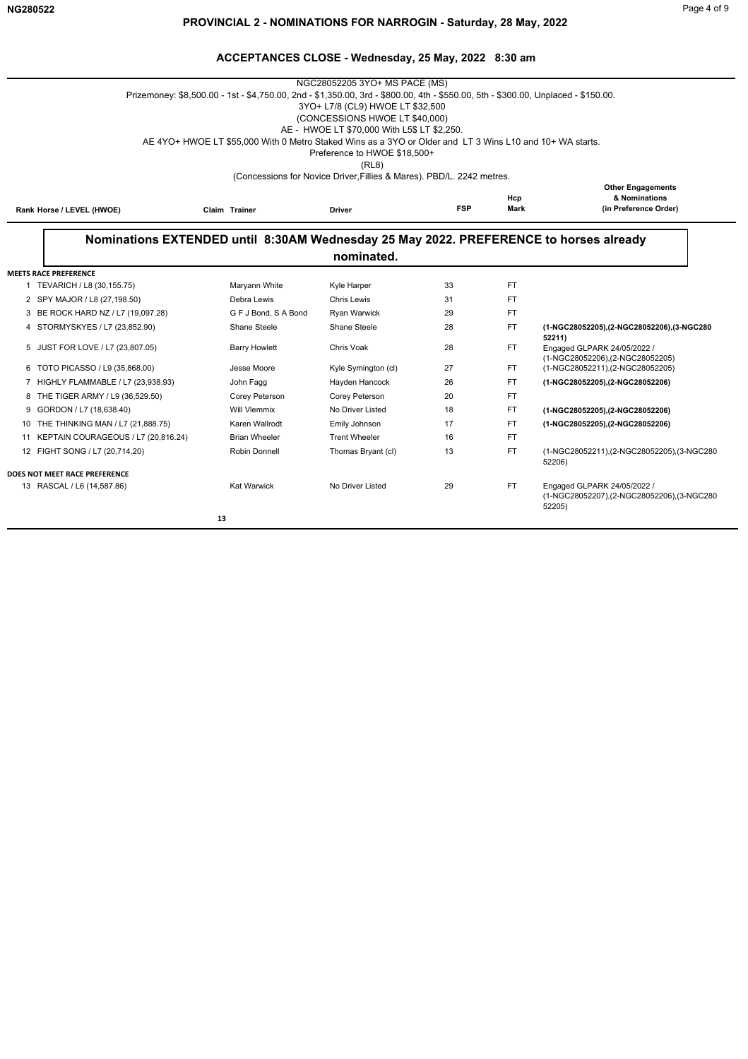# PROVINCIAL 2 - NOMINATIONS FOR NARROGIN - Saturday, 28 May, 2022

## ACCEPTANCES CLOSE - Wednesday, 25 May, 2022 8:30 am

NGC28052205 3YO+ MS PACE (MS)

Prizemoney: $8,500.00 - 1st - $4,750.00, 2nd - $1,350.00, 3rd - $800.00, 4th - $550.00, 5th - $300.00, Unplaced - $150.00.

3YO+ L7/8 (CL9) HWOE LT $32,500

(CONCESSIONS HWOE LT $40,000)

AE - HWOE LT $70,000 With L5$ LT $2,250.

AE 4YO+ HWOE LT $55,000 With 0 Metro Staked Wins as a 3YO or Older and LT 3 Wins L10 and 10+ WA starts.

Preference to HWOE $18,500+

(RL8)

(Concessions for Novice Driver,Fillies & Mares). PBD/L. 2242 metres.

**Nominations EXTENDED until 8:30AM Wednesday 25 May 2022. PREFERENCE to horses already nominated.**

| Rank | Horse / LEVEL (HWOE) | Claim | Trainer | Driver | FSP | Hcp Mark | Other Engagements & Nominations (in Preference Order) |
|---|---|---|---|---|---|---|---|
| **MEETS RACE PREFERENCE** | | | | | | | |
| 1 | TEVARICH / L8 (30,155.75) | | Maryann White | Kyle Harper | 33 | FT | |
| 2 | SPY MAJOR / L8 (27,198.50) | | Debra Lewis | Chris Lewis | 31 | FT | |
| 3 | BE ROCK HARD NZ / L7 (19,097.28) | | G F J Bond, S A Bond | Ryan Warwick | 29 | FT | |
| 4 | STORMYSKYES / L7 (23,852.90) | | Shane Steele | Shane Steele | 28 | FT | **(1-NGC28052205),(2-NGC28052206),(3-NGC28052211)** |
| 5 | JUST FOR LOVE / L7 (23,807.05) | | Barry Howlett | Chris Voak | 28 | FT | Engaged GLPARK 24/05/2022 / (1-NGC28052206),(2-NGC28052205) |
| 6 | TOTO PICASSO / L9 (35,868.00) | | Jesse Moore | Kyle Symington (cl) | 27 | FT | (1-NGC28052211),(2-NGC28052205) |
| 7 | HIGHLY FLAMMABLE / L7 (23,938.93) | | John Fagg | Hayden Hancock | 26 | FT | **(1-NGC28052205),(2-NGC28052206)** |
| 8 | THE TIGER ARMY / L9 (36,529.50) | | Corey Peterson | Corey Peterson | 20 | FT | |
| 9 | GORDON / L7 (18,638.40) | | Will Vlemmix | No Driver Listed | 18 | FT | **(1-NGC28052205),(2-NGC28052206)** |
| 10 | THE THINKING MAN / L7 (21,888.75) | | Karen Wallrodt | Emily Johnson | 17 | FT | **(1-NGC28052205),(2-NGC28052206)** |
| 11 | KEPTAIN COURAGEOUS / L7 (20,816.24) | | Brian Wheeler | Trent Wheeler | 16 | FT | |
| 12 | FIGHT SONG / L7 (20,714.20) | | Robin Donnell | Thomas Bryant (cl) | 13 | FT | (1-NGC28052211),(2-NGC28052205),(3-NGC28052206) |
| **DOES NOT MEET RACE PREFERENCE** | | | | | | | |
| 13 | RASCAL / L6 (14,587.86) | | Kat Warwick | No Driver Listed | 29 | FT | Engaged GLPARK 24/05/2022 / (1-NGC28052207),(2-NGC28052206),(3-NGC28052205) |

13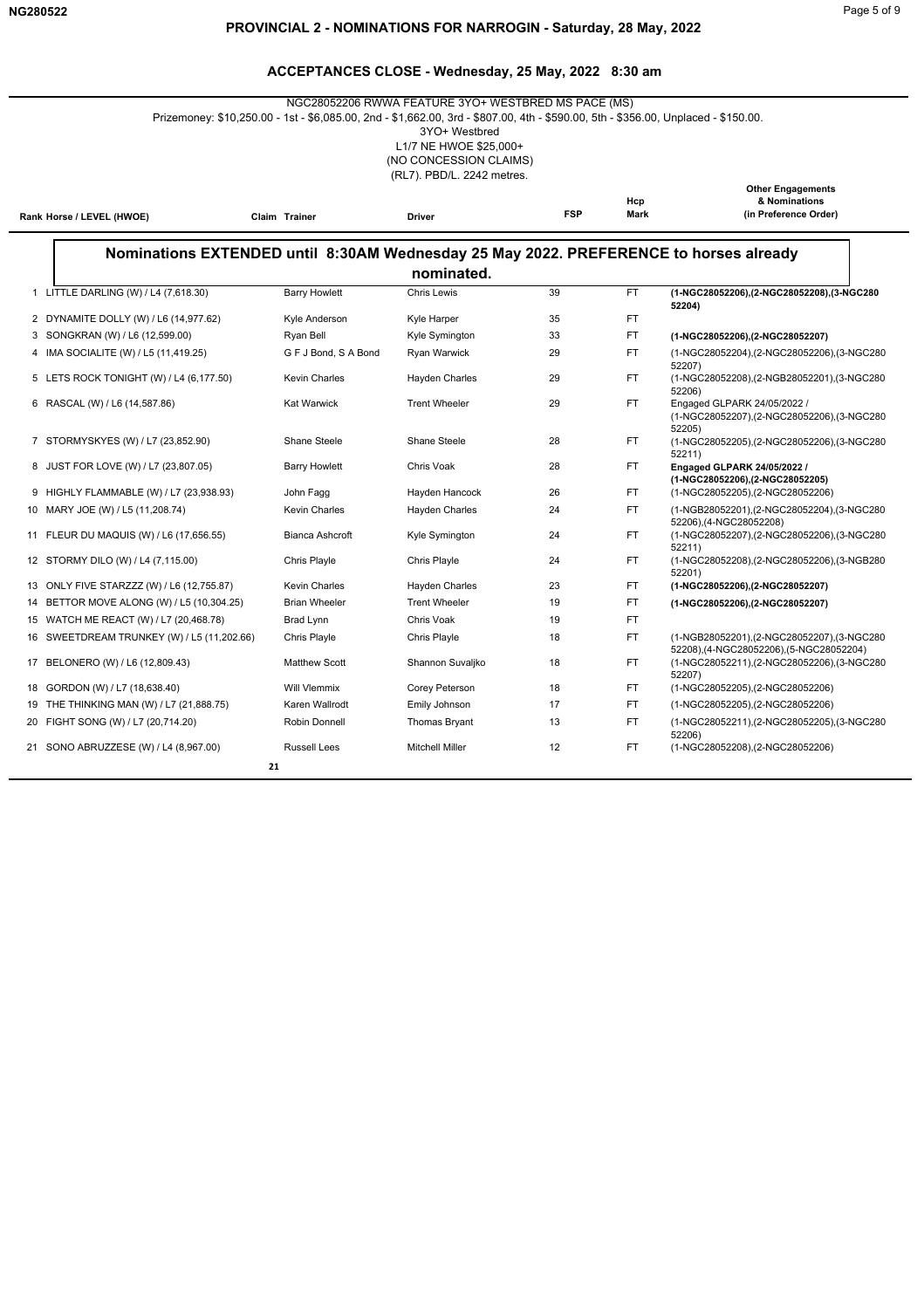# PROVINCIAL 2 - NOMINATIONS FOR NARROGIN - Saturday, 28 May, 2022

## ACCEPTANCES CLOSE - Wednesday, 25 May, 2022 8:30 am

NGC28052206 RWWA FEATURE 3YO+ WESTBRED MS PACE (MS)
Prizemoney: $10,250.00 - 1st - $6,085.00, 2nd - $1,662.00, 3rd - $807.00, 4th - $590.00, 5th - $356.00, Unplaced - $150.00.
3YO+ Westbred
L1/7 NE HWOE $25,000+
(NO CONCESSION CLAIMS)
(RL7). PBD/L. 2242 metres.

**Nominations EXTENDED until 8:30AM Wednesday 25 May 2022. PREFERENCE to horses already nominated.**

| Rank | Horse / LEVEL (HWOE) | Claim | Trainer | Driver | FSP | Hcp Mark | Other Engagements & Nominations (in Preference Order) |
|---|---|---|---|---|---|---|---|
| 1 | LITTLE DARLING (W) / L4 (7,618.30) | | Barry Howlett | Chris Lewis | 39 | FT | **(1-NGC28052206),(2-NGC28052208),(3-NGC28052204)** |
| 2 | DYNAMITE DOLLY (W) / L6 (14,977.62) | | Kyle Anderson | Kyle Harper | 35 | FT | |
| 3 | SONGKRAN (W) / L6 (12,599.00) | | Ryan Bell | Kyle Symington | 33 | FT | **(1-NGC28052206),(2-NGC28052207)** |
| 4 | IMA SOCIALITE (W) / L5 (11,419.25) | | G F J Bond, S A Bond | Ryan Warwick | 29 | FT | (1-NGC28052204),(2-NGC28052206),(3-NGC28052207) |
| 5 | LETS ROCK TONIGHT (W) / L4 (6,177.50) | | Kevin Charles | Hayden Charles | 29 | FT | (1-NGC28052208),(2-NGB28052201),(3-NGC28052206) |
| 6 | RASCAL (W) / L6 (14,587.86) | | Kat Warwick | Trent Wheeler | 29 | FT | Engaged GLPARK 24/05/2022 / (1-NGC28052207),(2-NGC28052206),(3-NGC28052205) |
| 7 | STORMYSKYES (W) / L7 (23,852.90) | | Shane Steele | Shane Steele | 28 | FT | (1-NGC28052205),(2-NGC28052206),(3-NGC28052211) |
| 8 | JUST FOR LOVE (W) / L7 (23,807.05) | | Barry Howlett | Chris Voak | 28 | FT | **Engaged GLPARK 24/05/2022 / (1-NGC28052206),(2-NGC28052205)** |
| 9 | HIGHLY FLAMMABLE (W) / L7 (23,938.93) | | John Fagg | Hayden Hancock | 26 | FT | (1-NGC28052205),(2-NGC28052206) |
| 10 | MARY JOE (W) / L5 (11,208.74) | | Kevin Charles | Hayden Charles | 24 | FT | (1-NGB28052201),(2-NGC28052204),(3-NGC28052206),(4-NGC28052208) |
| 11 | FLEUR DU MAQUIS (W) / L6 (17,656.55) | | Bianca Ashcroft | Kyle Symington | 24 | FT | (1-NGC28052207),(2-NGC28052206),(3-NGC28052211) |
| 12 | STORMY DILO (W) / L4 (7,115.00) | | Chris Playle | Chris Playle | 24 | FT | (1-NGC28052208),(2-NGC28052206),(3-NGB28052201) |
| 13 | ONLY FIVE STARZZZ (W) / L6 (12,755.87) | | Kevin Charles | Hayden Charles | 23 | FT | **(1-NGC28052206),(2-NGC28052207)** |
| 14 | BETTOR MOVE ALONG (W) / L5 (10,304.25) | | Brian Wheeler | Trent Wheeler | 19 | FT | **(1-NGC28052206),(2-NGC28052207)** |
| 15 | WATCH ME REACT (W) / L7 (20,468.78) | | Brad Lynn | Chris Voak | 19 | FT | |
| 16 | SWEETDREAM TRUNKEY (W) / L5 (11,202.66) | | Chris Playle | Chris Playle | 18 | FT | (1-NGB28052201),(2-NGC28052207),(3-NGC28052208),(4-NGC28052206),(5-NGC28052204) |
| 17 | BELONERO (W) / L6 (12,809.43) | | Matthew Scott | Shannon Suvaljko | 18 | FT | (1-NGC28052211),(2-NGC28052206),(3-NGC28052207) |
| 18 | GORDON (W) / L7 (18,638.40) | | Will Vlemmix | Corey Peterson | 18 | FT | (1-NGC28052205),(2-NGC28052206) |
| 19 | THE THINKING MAN (W) / L7 (21,888.75) | | Karen Wallrodt | Emily Johnson | 17 | FT | (1-NGC28052205),(2-NGC28052206) |
| 20 | FIGHT SONG (W) / L7 (20,714.20) | | Robin Donnell | Thomas Bryant | 13 | FT | (1-NGC28052211),(2-NGC28052205),(3-NGC28052206) |
| 21 | SONO ABRUZZESE (W) / L4 (8,967.00) | | Russell Lees | Mitchell Miller | 12 | FT | (1-NGC28052208),(2-NGC28052206) |

21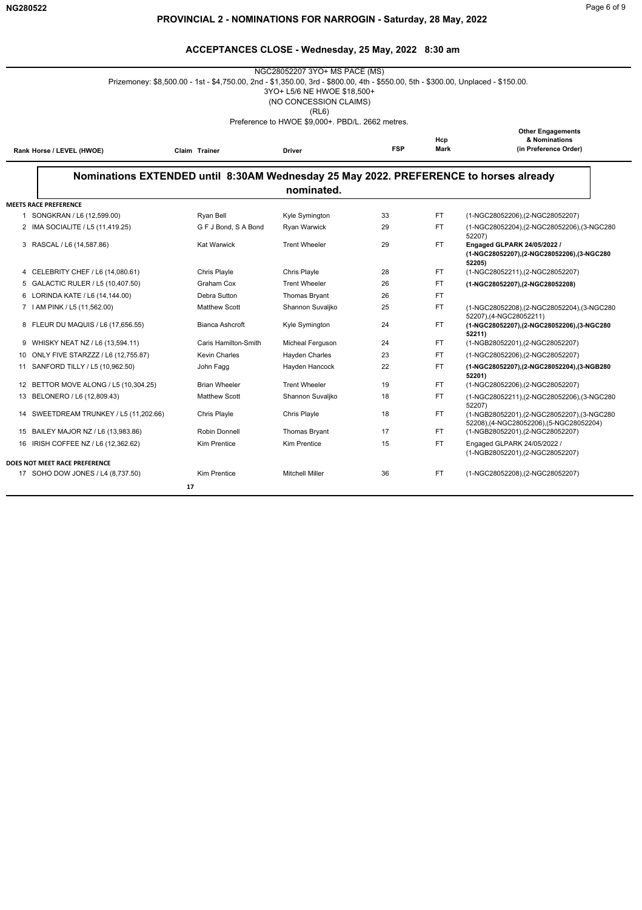## PROVINCIAL 2 - NOMINATIONS FOR NARROGIN - Saturday, 28 May, 2022

### ACCEPTANCES CLOSE - Wednesday, 25 May, 2022 8:30 am

NGC28052207 3YO+ MS PACE (MS)
Prizemoney: $8,500.00 - 1st - $4,750.00, 2nd - $1,350.00, 3rd - $800.00, 4th - $550.00, 5th - $300.00, Unplaced - $150.00.
3YO+ L5/6 NE HWOE $18,500+
(NO CONCESSION CLAIMS)
(RL6)
Preference to HWOE $9,000+. PBD/L. 2662 metres.

**Nominations EXTENDED until 8:30AM Wednesday 25 May 2022. PREFERENCE to horses already nominated.**

| Rank | Horse / LEVEL (HWOE) | Claim | Trainer | Driver | FSP | Hcp Mark | Other Engagements & Nominations (in Preference Order) |
|---|---|---|---|---|---|---|---|
| **MEETS RACE PREFERENCE** | | | | | | | |
| 1 | SONGKRAN / L6 (12,599.00) | | Ryan Bell | Kyle Symington | 33 | FT | (1-NGC28052206),(2-NGC28052207) |
| 2 | IMA SOCIALITE / L5 (11,419.25) | | G F J Bond, S A Bond | Ryan Warwick | 29 | FT | (1-NGC28052204),(2-NGC28052206),(3-NGC28052207) |
| 3 | RASCAL / L6 (14,587.86) | | Kat Warwick | Trent Wheeler | 29 | FT | **Engaged GLPARK 24/05/2022 / (1-NGC28052207),(2-NGC28052206),(3-NGC28052205)** |
| 4 | CELEBRITY CHEF / L6 (14,080.61) | | Chris Playle | Chris Playle | 28 | FT | (1-NGC28052211),(2-NGC28052207) |
| 5 | GALACTIC RULER / L5 (10,407.50) | | Graham Cox | Trent Wheeler | 26 | FT | **(1-NGC28052207),(2-NGC28052208)** |
| 6 | LORINDA KATE / L6 (14,144.00) | | Debra Sutton | Thomas Bryant | 26 | FT | |
| 7 | I AM PINK / L5 (11,562.00) | | Matthew Scott | Shannon Suvaljko | 25 | FT | (1-NGC28052208),(2-NGC28052204),(3-NGC28052207),(4-NGC28052211) |
| 8 | FLEUR DU MAQUIS / L6 (17,656.55) | | Bianca Ashcroft | Kyle Symington | 24 | FT | **(1-NGC28052207),(2-NGC28052206),(3-NGC28052211)** |
| 9 | WHISKY NEAT NZ / L6 (13,594.11) | | Caris Hamilton-Smith | Micheal Ferguson | 24 | FT | (1-NGB28052201),(2-NGC28052207) |
| 10 | ONLY FIVE STARZZZ / L6 (12,755.87) | | Kevin Charles | Hayden Charles | 23 | FT | (1-NGC28052206),(2-NGC28052207) |
| 11 | SANFORD TILLY / L5 (10,962.50) | | John Fagg | Hayden Hancock | 22 | FT | **(1-NGC28052207),(2-NGC28052204),(3-NGB28052201)** |
| 12 | BETTOR MOVE ALONG / L5 (10,304.25) | | Brian Wheeler | Trent Wheeler | 19 | FT | (1-NGC28052206),(2-NGC28052207) |
| 13 | BELONERO / L6 (12,809.43) | | Matthew Scott | Shannon Suvaljko | 18 | FT | (1-NGC28052211),(2-NGC28052206),(3-NGC28052207) |
| 14 | SWEETDREAM TRUNKEY / L5 (11,202.66) | | Chris Playle | Chris Playle | 18 | FT | (1-NGB28052201),(2-NGC28052207),(3-NGC28052208),(4-NGC28052206),(5-NGC28052204) |
| 15 | BAILEY MAJOR NZ / L6 (13,983.86) | | Robin Donnell | Thomas Bryant | 17 | FT | (1-NGB28052201),(2-NGC28052207) |
| 16 | IRISH COFFEE NZ / L6 (12,362.62) | | Kim Prentice | Kim Prentice | 15 | FT | Engaged GLPARK 24/05/2022 / (1-NGB28052201),(2-NGC28052207) |
| **DOES NOT MEET RACE PREFERENCE** | | | | | | | |
| 17 | SOHO DOW JONES / L4 (8,737.50) | | Kim Prentice | Mitchell Miller | 36 | FT | (1-NGC28052208),(2-NGC28052207) |

17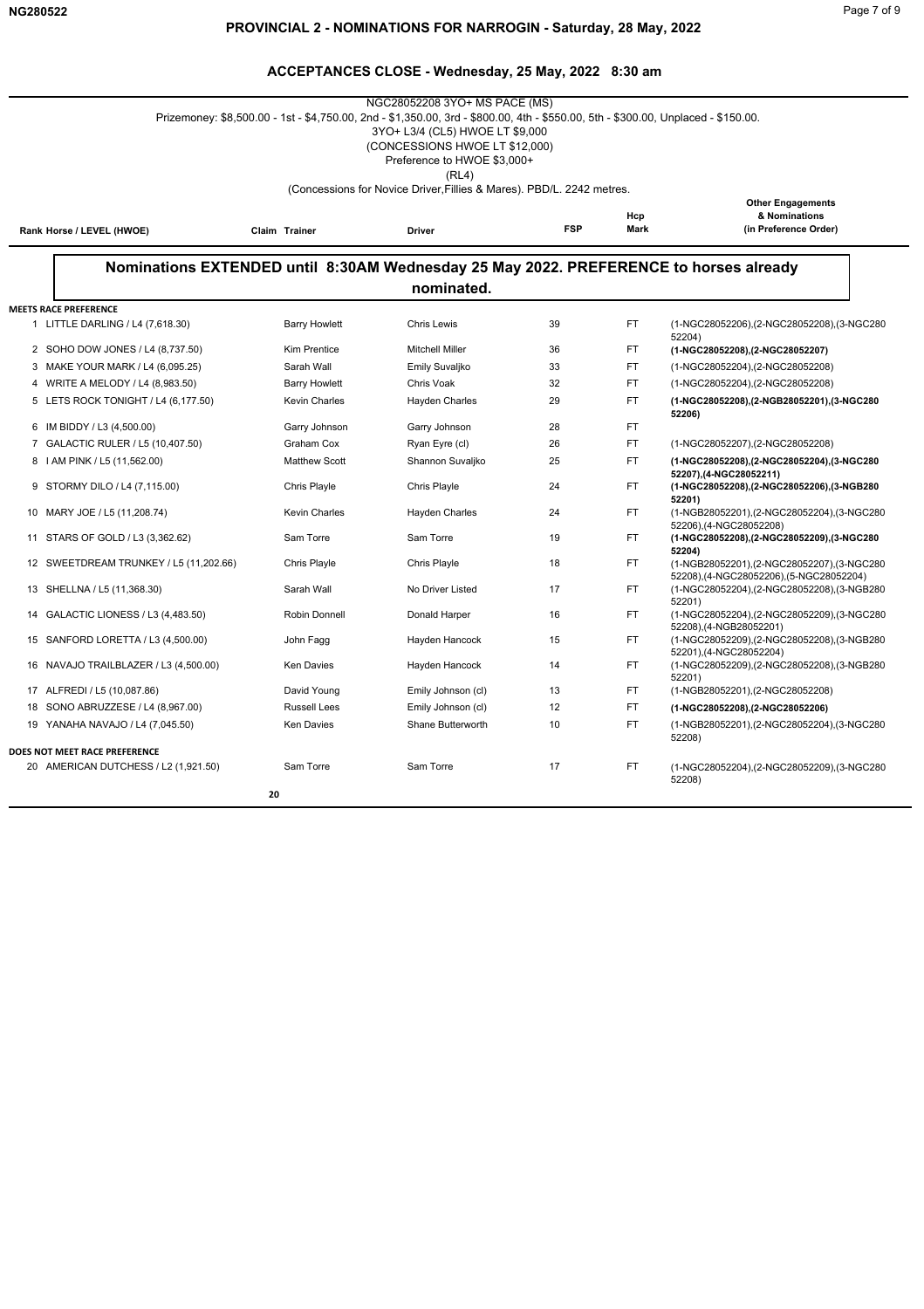## PROVINCIAL 2 - NOMINATIONS FOR NARROGIN - Saturday, 28 May, 2022

### ACCEPTANCES CLOSE - Wednesday, 25 May, 2022 8:30 am

NGC28052208 3YO+ MS PACE (MS)
Prizemoney: $8,500.00 - 1st - $4,750.00, 2nd - $1,350.00, 3rd - $800.00, 4th - $550.00, 5th - $300.00, Unplaced - $150.00.
3YO+ L3/4 (CL5) HWOE LT $9,000
(CONCESSIONS HWOE LT $12,000)
Preference to HWOE $3,000+
(RL4)
(Concessions for Novice Driver,Fillies & Mares). PBD/L. 2242 metres.

**Nominations EXTENDED until 8:30AM Wednesday 25 May 2022. PREFERENCE to horses already nominated.**

| Rank | Horse / LEVEL (HWOE) | Claim | Trainer | Driver | FSP | Hcp Mark | Other Engagements & Nominations (in Preference Order) |
|---|---|---|---|---|---|---|---|
| **MEETS RACE PREFERENCE** | | | | | | | |
| 1 | LITTLE DARLING / L4 (7,618.30) | | Barry Howlett | Chris Lewis | 39 | FT | (1-NGC28052206),(2-NGC28052208),(3-NGC28052204) |
| 2 | SOHO DOW JONES / L4 (8,737.50) | | Kim Prentice | Mitchell Miller | 36 | FT | **(1-NGC28052208),(2-NGC28052207)** |
| 3 | MAKE YOUR MARK / L4 (6,095.25) | | Sarah Wall | Emily Suvaljko | 33 | FT | (1-NGC28052204),(2-NGC28052208) |
| 4 | WRITE A MELODY / L4 (8,983.50) | | Barry Howlett | Chris Voak | 32 | FT | (1-NGC28052204),(2-NGC28052208) |
| 5 | LETS ROCK TONIGHT / L4 (6,177.50) | | Kevin Charles | Hayden Charles | 29 | FT | **(1-NGC28052208),(2-NGB28052201),(3-NGC28052206)** |
| 6 | IM BIDDY / L3 (4,500.00) | | Garry Johnson | Garry Johnson | 28 | FT | |
| 7 | GALACTIC RULER / L5 (10,407.50) | | Graham Cox | Ryan Eyre (cl) | 26 | FT | (1-NGC28052207),(2-NGC28052208) |
| 8 | I AM PINK / L5 (11,562.00) | | Matthew Scott | Shannon Suvaljko | 25 | FT | **(1-NGC28052208),(2-NGC28052204),(3-NGC28052207),(4-NGC28052211)** |
| 9 | STORMY DILO / L4 (7,115.00) | | Chris Playle | Chris Playle | 24 | FT | **(1-NGC28052208),(2-NGC28052206),(3-NGB28052201)** |
| 10 | MARY JOE / L5 (11,208.74) | | Kevin Charles | Hayden Charles | 24 | FT | (1-NGB28052201),(2-NGC28052204),(3-NGC28052206),(4-NGC28052208) |
| 11 | STARS OF GOLD / L3 (3,362.62) | | Sam Torre | Sam Torre | 19 | FT | **(1-NGC28052208),(2-NGC28052209),(3-NGC28052204)** |
| 12 | SWEETDREAM TRUNKEY / L5 (11,202.66) | | Chris Playle | Chris Playle | 18 | FT | (1-NGB28052201),(2-NGC28052207),(3-NGC28052208),(4-NGC28052206),(5-NGC28052204) |
| 13 | SHELLNA / L5 (11,368.30) | | Sarah Wall | No Driver Listed | 17 | FT | (1-NGC28052204),(2-NGC28052208),(3-NGB28052201) |
| 14 | GALACTIC LIONESS / L3 (4,483.50) | | Robin Donnell | Donald Harper | 16 | FT | (1-NGC28052204),(2-NGC28052209),(3-NGC28052208),(4-NGB28052201) |
| 15 | SANFORD LORETTA / L3 (4,500.00) | | John Fagg | Hayden Hancock | 15 | FT | (1-NGC28052209),(2-NGC28052208),(3-NGB28052201),(4-NGC28052204) |
| 16 | NAVAJO TRAILBLAZER / L3 (4,500.00) | | Ken Davies | Hayden Hancock | 14 | FT | (1-NGC28052209),(2-NGC28052208),(3-NGB28052201) |
| 17 | ALFREDI / L5 (10,087.86) | | David Young | Emily Johnson (cl) | 13 | FT | (1-NGB28052201),(2-NGC28052208) |
| 18 | SONO ABRUZZESE / L4 (8,967.00) | | Russell Lees | Emily Johnson (cl) | 12 | FT | **(1-NGC28052208),(2-NGC28052206)** |
| 19 | YANAHA NAVAJO / L4 (7,045.50) | | Ken Davies | Shane Butterworth | 10 | FT | (1-NGB28052201),(2-NGC28052204),(3-NGC28052208) |
| **DOES NOT MEET RACE PREFERENCE** | | | | | | | |
| 20 | AMERICAN DUTCHESS / L2 (1,921.50) | | Sam Torre | Sam Torre | 17 | FT | (1-NGC28052204),(2-NGC28052209),(3-NGC28052208) |
| | | 20 | | | | | |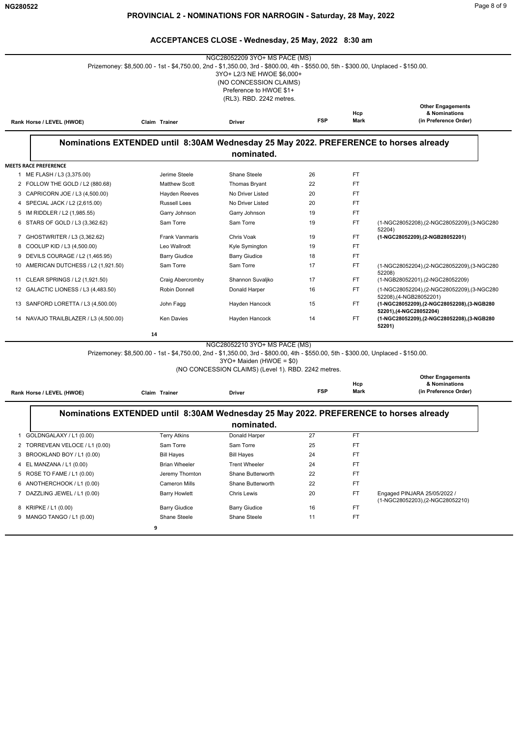# PROVINCIAL 2 - NOMINATIONS FOR NARROGIN - Saturday, 28 May, 2022

## ACCEPTANCES CLOSE - Wednesday, 25 May, 2022 8:30 am

### NGC28052209 3YO+ MS PACE (MS)

Prizemoney: $8,500.00 - 1st - $4,750.00, 2nd - $1,350.00, 3rd - $800.00, 4th - $550.00, 5th - $300.00, Unplaced - $150.00.
3YO+ L2/3 NE HWOE $6,000+
(NO CONCESSION CLAIMS)
Preference to HWOE $1+
(RL3). RBD. 2242 metres.

**Nominations EXTENDED until 8:30AM Wednesday 25 May 2022. PREFERENCE to horses already nominated.**

**MEETS RACE PREFERENCE**

| Rank | Horse / LEVEL (HWOE) | Claim | Trainer | Driver | FSP | Hcp Mark | Other Engagements & Nominations (in Preference Order) |
|---|---|---|---|---|---|---|---|
| 1 | ME FLASH / L3 (3,375.00) | | Jerime Steele | Shane Steele | 26 | FT | |
| 2 | FOLLOW THE GOLD / L2 (880.68) | | Matthew Scott | Thomas Bryant | 22 | FT | |
| 3 | CAPRICORN JOE / L3 (4,500.00) | | Hayden Reeves | No Driver Listed | 20 | FT | |
| 4 | SPECIAL JACK / L2 (2,615.00) | | Russell Lees | No Driver Listed | 20 | FT | |
| 5 | IM RIDDLER / L2 (1,985.55) | | Garry Johnson | Garry Johnson | 19 | FT | |
| 6 | STARS OF GOLD / L3 (3,362.62) | | Sam Torre | Sam Torre | 19 | FT | (1-NGC28052208),(2-NGC28052209),(3-NGC28052204) |
| 7 | GHOSTWRITER / L3 (3,362.62) | | Frank Vanmaris | Chris Voak | 19 | FT | **(1-NGC28052209),(2-NGB28052201)** |
| 8 | COOLUP KID / L3 (4,500.00) | | Leo Wallrodt | Kyle Symington | 19 | FT | |
| 9 | DEVILS COURAGE / L2 (1,465.95) | | Barry Giudice | Barry Giudice | 18 | FT | |
| 10 | AMERICAN DUTCHESS / L2 (1,921.50) | | Sam Torre | Sam Torre | 17 | FT | (1-NGC28052204),(2-NGC28052209),(3-NGC28052208) |
| 11 | CLEAR SPRINGS / L2 (1,921.50) | | Craig Abercromby | Shannon Suvaljko | 17 | FT | (1-NGB28052201),(2-NGC28052209) |
| 12 | GALACTIC LIONESS / L3 (4,483.50) | | Robin Donnell | Donald Harper | 16 | FT | (1-NGC28052204),(2-NGC28052209),(3-NGC28052208),(4-NGB28052201) |
| 13 | SANFORD LORETTA / L3 (4,500.00) | | John Fagg | Hayden Hancock | 15 | FT | **(1-NGC28052209),(2-NGC28052208),(3-NGB28052201),(4-NGC28052204)** |
| 14 | NAVAJO TRAILBLAZER / L3 (4,500.00) | | Ken Davies | Hayden Hancock | 14 | FT | **(1-NGC28052209),(2-NGC28052208),(3-NGB28052201)** |
| | 14 | | | | | | |

### NGC28052210 3YO+ MS PACE (MS)

Prizemoney: $8,500.00 - 1st - $4,750.00, 2nd - $1,350.00, 3rd - $800.00, 4th - $550.00, 5th - $300.00, Unplaced - $150.00.
3YO+ Maiden (HWOE = $0)
(NO CONCESSION CLAIMS) (Level 1). RBD. 2242 metres.

**Nominations EXTENDED until 8:30AM Wednesday 25 May 2022. PREFERENCE to horses already nominated.**

| Rank | Horse / LEVEL (HWOE) | Claim | Trainer | Driver | FSP | Hcp Mark | Other Engagements & Nominations (in Preference Order) |
|---|---|---|---|---|---|---|---|
| 1 | GOLDNGALAXY / L1 (0.00) | | Terry Atkins | Donald Harper | 27 | FT | |
| 2 | TORREVEAN VELOCE / L1 (0.00) | | Sam Torre | Sam Torre | 25 | FT | |
| 3 | BROOKLAND BOY / L1 (0.00) | | Bill Hayes | Bill Hayes | 24 | FT | |
| 4 | EL MANZANA / L1 (0.00) | | Brian Wheeler | Trent Wheeler | 24 | FT | |
| 5 | ROSE TO FAME / L1 (0.00) | | Jeremy Thornton | Shane Butterworth | 22 | FT | |
| 6 | ANOTHERCHOOK / L1 (0.00) | | Cameron Mills | Shane Butterworth | 22 | FT | |
| 7 | DAZZLING JEWEL / L1 (0.00) | | Barry Howlett | Chris Lewis | 20 | FT | Engaged PINJARA 25/05/2022 / (1-NGC28052203),(2-NGC28052210) |
| 8 | KRIPKE / L1 (0.00) | | Barry Giudice | Barry Giudice | 16 | FT | |
| 9 | MANGO TANGO / L1 (0.00) | | Shane Steele | Shane Steele | 11 | FT | |
| | 9 | | | | | | |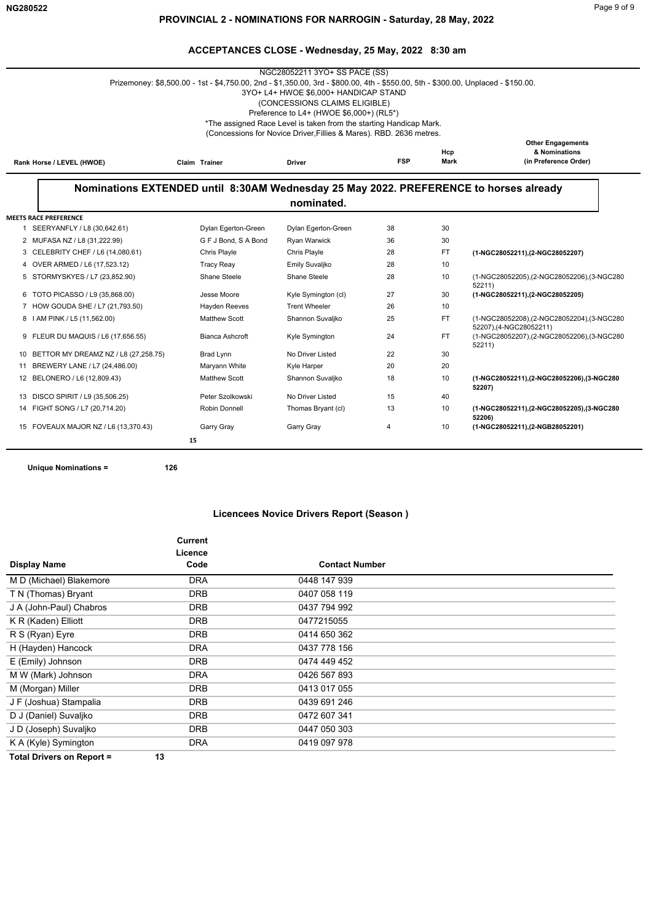## PROVINCIAL 2 - NOMINATIONS FOR NARROGIN - Saturday, 28 May, 2022

### ACCEPTANCES CLOSE - Wednesday, 25 May, 2022 8:30 am

NGC28052211 3YO+ SS PACE (SS)

Prizemoney: $8,500.00 - 1st - $4,750.00, 2nd - $1,350.00, 3rd - $800.00, 4th - $550.00, 5th - $300.00, Unplaced - $150.00.

3YO+ L4+ HWOE $6,000+ HANDICAP STAND

(CONCESSIONS CLAIMS ELIGIBLE)

Preference to L4+ (HWOE $6,000+) (RL5*)

*The assigned Race Level is taken from the starting Handicap Mark.

(Concessions for Novice Driver,Fillies & Mares). RBD. 2636 metres.

**Nominations EXTENDED until 8:30AM Wednesday 25 May 2022. PREFERENCE to horses already nominated.**

| Rank | Horse / LEVEL (HWOE) | Claim | Trainer | Driver | FSP | Hcp Mark | Other Engagements & Nominations (in Preference Order) |
|---|---|---|---|---|---|---|---|
| **MEETS RACE PREFERENCE** | | | | | | | |
| 1 | SEERYANFLY / L8 (30,642.61) | | Dylan Egerton-Green | Dylan Egerton-Green | 38 | 30 | |
| 2 | MUFASA NZ / L8 (31,222.99) | | G F J Bond, S A Bond | Ryan Warwick | 36 | 30 | |
| 3 | CELEBRITY CHEF / L6 (14,080.61) | | Chris Playle | Chris Playle | 28 | FT | **(1-NGC28052211),(2-NGC28052207)** |
| 4 | OVER ARMED / L6 (17,523.12) | | Tracy Reay | Emily Suvaljko | 28 | 10 | |
| 5 | STORMYSKYES / L7 (23,852.90) | | Shane Steele | Shane Steele | 28 | 10 | (1-NGC28052205),(2-NGC28052206),(3-NGC28052211) |
| 6 | TOTO PICASSO / L9 (35,868.00) | | Jesse Moore | Kyle Symington (cl) | 27 | 30 | **(1-NGC28052211),(2-NGC28052205)** |
| 7 | HOW GOUDA SHE / L7 (21,793.50) | | Hayden Reeves | Trent Wheeler | 26 | 10 | |
| 8 | I AM PINK / L5 (11,562.00) | | Matthew Scott | Shannon Suvaljko | 25 | FT | (1-NGC28052208),(2-NGC28052204),(3-NGC28052207),(4-NGC28052211) |
| 9 | FLEUR DU MAQUIS / L6 (17,656.55) | | Bianca Ashcroft | Kyle Symington | 24 | FT | (1-NGC28052207),(2-NGC28052206),(3-NGC28052211) |
| 10 | BETTOR MY DREAMZ NZ / L8 (27,258.75) | | Brad Lynn | No Driver Listed | 22 | 30 | |
| 11 | BREWERY LANE / L7 (24,486.00) | | Maryann White | Kyle Harper | 20 | 20 | |
| 12 | BELONERO / L6 (12,809.43) | | Matthew Scott | Shannon Suvaljko | 18 | 10 | **(1-NGC28052211),(2-NGC28052206),(3-NGC28052207)** |
| 13 | DISCO SPIRIT / L9 (35,506.25) | | Peter Szolkowski | No Driver Listed | 15 | 40 | |
| 14 | FIGHT SONG / L7 (20,714.20) | | Robin Donnell | Thomas Bryant (cl) | 13 | 10 | **(1-NGC28052211),(2-NGC28052205),(3-NGC28052206)** |
| 15 | FOVEAUX MAJOR NZ / L6 (13,370.43) | | Garry Gray | Garry Gray | 4 | 10 | **(1-NGC28052211),(2-NGB28052201)** |
| | | 15 | | | | | |

**Unique Nominations = 126**

### Licencees Novice Drivers Report (Season )

| Display Name | Current Licence Code | Contact Number |
|---|---|---|
| M D (Michael) Blakemore | DRA | 0448 147 939 |
| T N (Thomas) Bryant | DRB | 0407 058 119 |
| J A (John-Paul) Chabros | DRB | 0437 794 992 |
| K R (Kaden) Elliott | DRB | 0477215055 |
| R S (Ryan) Eyre | DRB | 0414 650 362 |
| H (Hayden) Hancock | DRA | 0437 778 156 |
| E (Emily) Johnson | DRB | 0474 449 452 |
| M W (Mark) Johnson | DRA | 0426 567 893 |
| M (Morgan) Miller | DRB | 0413 017 055 |
| J F (Joshua) Stampalia | DRB | 0439 691 246 |
| D J (Daniel) Suvaljko | DRB | 0472 607 341 |
| J D (Joseph) Suvaljko | DRB | 0447 050 303 |
| K A (Kyle) Symington | DRA | 0419 097 978 |
| **Total Drivers on Report =** | 13 | |